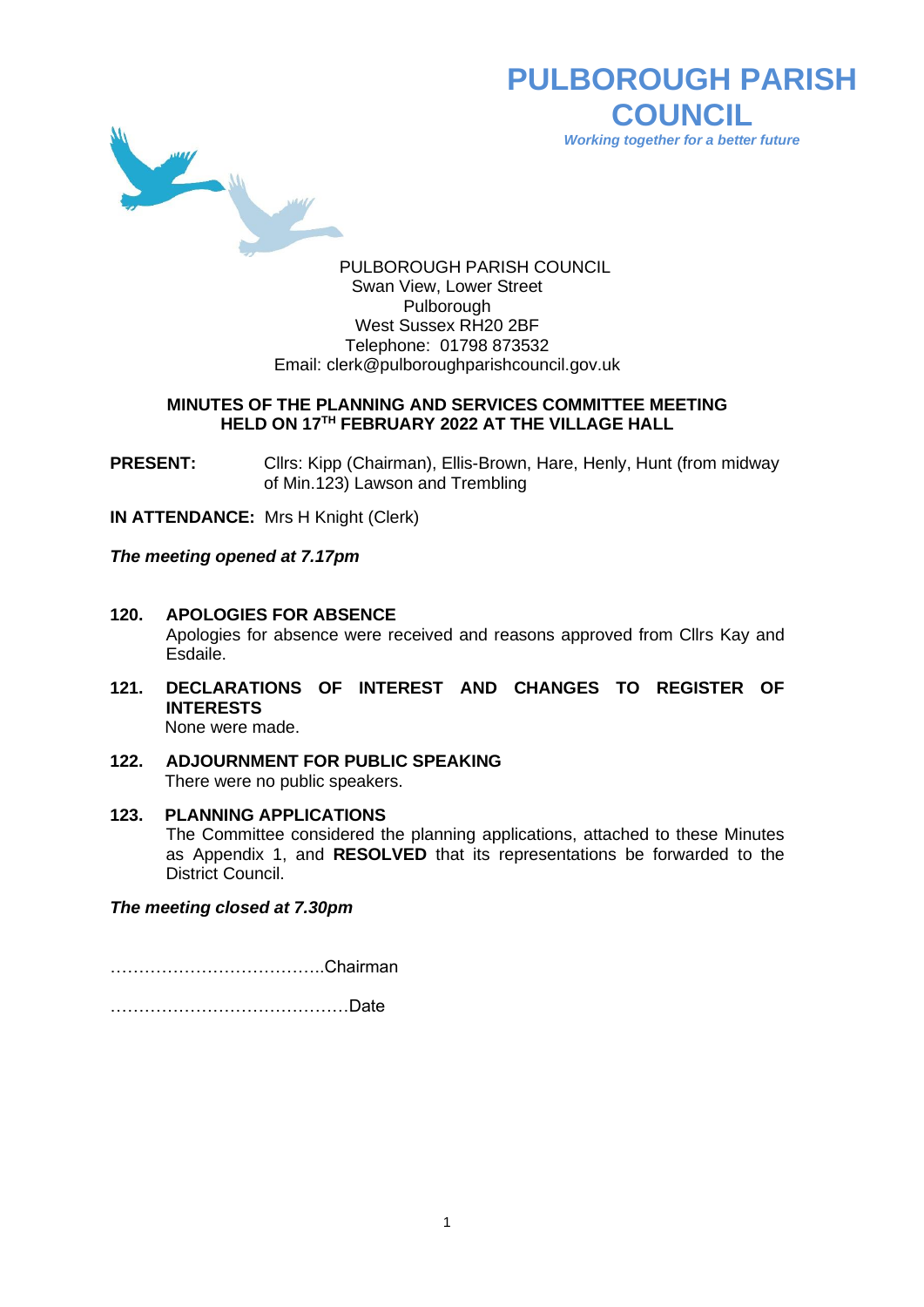# PULBOROUGH PARISH COUNCIL

*Working together for a better future*

PULBOROUGH PARISH COUNCIL
Swan View, Lower Street
Pulborough
West Sussex RH20 2BF
Telephone: 01798 873532
Email: clerk@pulboroughparishcouncil.gov.uk

## MINUTES OF THE PLANNING AND SERVICES COMMITTEE MEETING HELD ON 17TH FEBRUARY 2022 AT THE VILLAGE HALL

**PRESENT:** Cllrs: Kipp (Chairman), Ellis-Brown, Hare, Henly, Hunt (from midway of Min.123) Lawson and Trembling

**IN ATTENDANCE:** Mrs H Knight (Clerk)

***The meeting opened at 7.17pm***

**120. APOLOGIES FOR ABSENCE**
Apologies for absence were received and reasons approved from Cllrs Kay and Esdaile.

**121. DECLARATIONS OF INTEREST AND CHANGES TO REGISTER OF INTERESTS**
None were made.

**122. ADJOURNMENT FOR PUBLIC SPEAKING**
There were no public speakers.

**123. PLANNING APPLICATIONS**
The Committee considered the planning applications, attached to these Minutes as Appendix 1, and **RESOLVED** that its representations be forwarded to the District Council.

***The meeting closed at 7.30pm***

………………………………..Chairman

……………………………………Date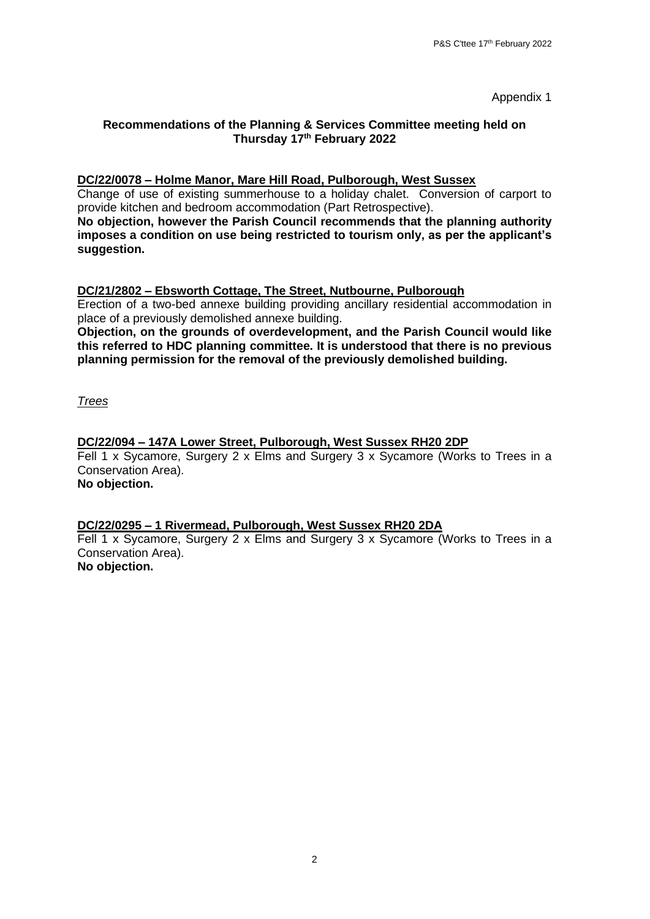Appendix 1

**Recommendations of the Planning & Services Committee meeting held on Thursday 17th February 2022**

**DC/22/0078 – Holme Manor, Mare Hill Road, Pulborough, West Sussex**

Change of use of existing summerhouse to a holiday chalet. Conversion of carport to provide kitchen and bedroom accommodation (Part Retrospective).

**No objection, however the Parish Council recommends that the planning authority imposes a condition on use being restricted to tourism only, as per the applicant's suggestion.**

**DC/21/2802 – Ebsworth Cottage, The Street, Nutbourne, Pulborough**

Erection of a two-bed annexe building providing ancillary residential accommodation in place of a previously demolished annexe building.

**Objection, on the grounds of overdevelopment, and the Parish Council would like this referred to HDC planning committee. It is understood that there is no previous planning permission for the removal of the previously demolished building.**

*Trees*

**DC/22/094 – 147A Lower Street, Pulborough, West Sussex RH20 2DP**

Fell 1 x Sycamore, Surgery 2 x Elms and Surgery 3 x Sycamore (Works to Trees in a Conservation Area).

**No objection.**

**DC/22/0295 – 1 Rivermead, Pulborough, West Sussex RH20 2DA**

Fell 1 x Sycamore, Surgery 2 x Elms and Surgery 3 x Sycamore (Works to Trees in a Conservation Area).

**No objection.**